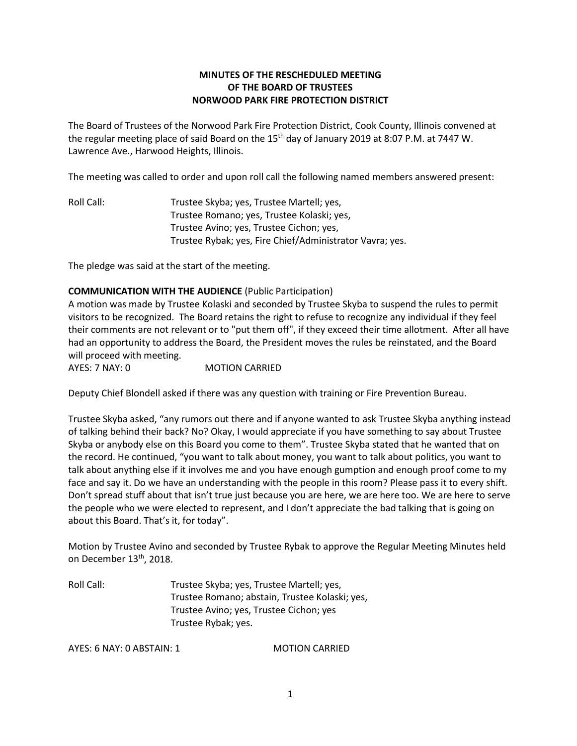# MINUTES OF THE RESCHEDULED MEETING OF THE BOARD OF TRUSTEES NORWOOD PARK FIRE PROTECTION DISTRICT

The Board of Trustees of the Norwood Park Fire Protection District, Cook County, Illinois convened at the regular meeting place of said Board on the 15th day of January 2019 at 8:07 P.M. at 7447 W. Lawrence Ave., Harwood Heights, Illinois.

The meeting was called to order and upon roll call the following named members answered present:

Roll Call: Trustee Skyba; yes, Trustee Martell; yes,
Trustee Romano; yes, Trustee Kolaski; yes,
Trustee Avino; yes, Trustee Cichon; yes,
Trustee Rybak; yes, Fire Chief/Administrator Vavra; yes.

The pledge was said at the start of the meeting.

**COMMUNICATION WITH THE AUDIENCE** (Public Participation)

A motion was made by Trustee Kolaski and seconded by Trustee Skyba to suspend the rules to permit visitors to be recognized. The Board retains the right to refuse to recognize any individual if they feel their comments are not relevant or to "put them off", if they exceed their time allotment. After all have had an opportunity to address the Board, the President moves the rules be reinstated, and the Board will proceed with meeting.

AYES: 7 NAY: 0 MOTION CARRIED

Deputy Chief Blondell asked if there was any question with training or Fire Prevention Bureau.

Trustee Skyba asked, "any rumors out there and if anyone wanted to ask Trustee Skyba anything instead of talking behind their back? No? Okay, I would appreciate if you have something to say about Trustee Skyba or anybody else on this Board you come to them". Trustee Skyba stated that he wanted that on the record. He continued, "you want to talk about money, you want to talk about politics, you want to talk about anything else if it involves me and you have enough gumption and enough proof come to my face and say it. Do we have an understanding with the people in this room? Please pass it to every shift. Don't spread stuff about that isn't true just because you are here, we are here too. We are here to serve the people who we were elected to represent, and I don't appreciate the bad talking that is going on about this Board. That's it, for today".

Motion by Trustee Avino and seconded by Trustee Rybak to approve the Regular Meeting Minutes held on December 13th, 2018.

Roll Call: Trustee Skyba; yes, Trustee Martell; yes,
Trustee Romano; abstain, Trustee Kolaski; yes,
Trustee Avino; yes, Trustee Cichon; yes
Trustee Rybak; yes.

AYES: 6 NAY: 0 ABSTAIN: 1 MOTION CARRIED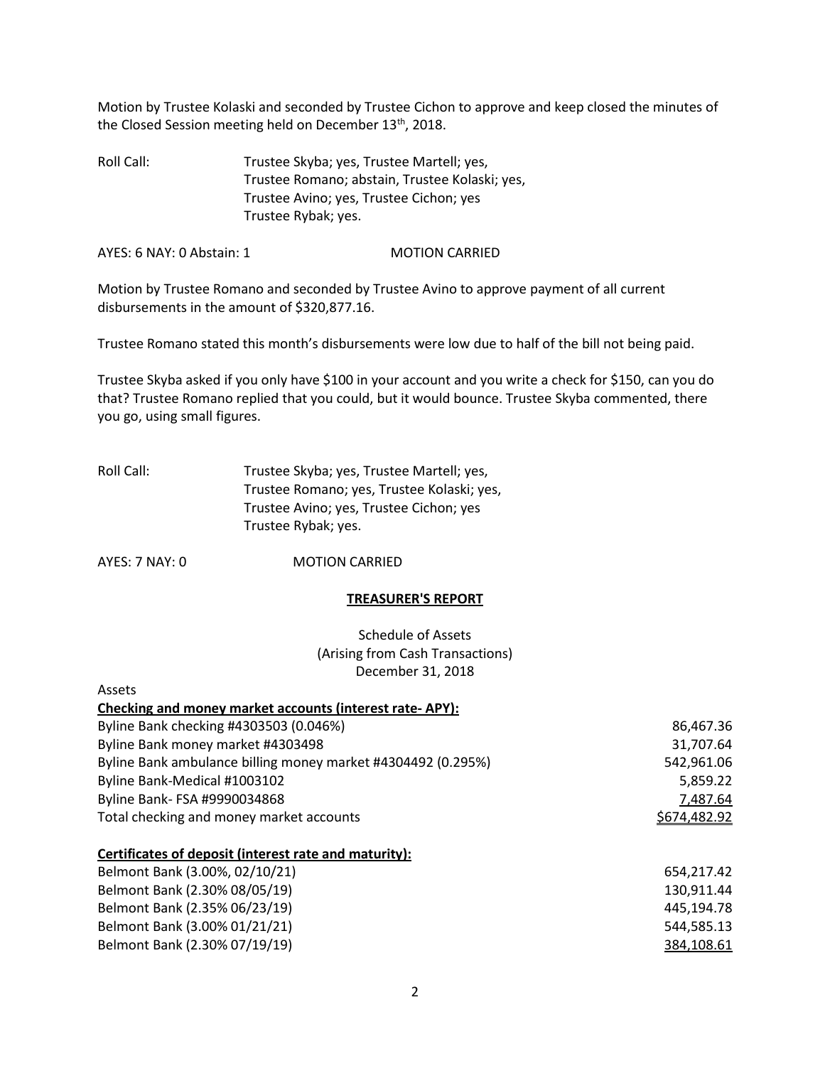Motion by Trustee Kolaski and seconded by Trustee Cichon to approve and keep closed the minutes of the Closed Session meeting held on December 13th, 2018.

Roll Call: Trustee Skyba; yes, Trustee Martell; yes,
Trustee Romano; abstain, Trustee Kolaski; yes,
Trustee Avino; yes, Trustee Cichon; yes
Trustee Rybak; yes.

AYES: 6 NAY: 0 Abstain: 1 MOTION CARRIED

Motion by Trustee Romano and seconded by Trustee Avino to approve payment of all current disbursements in the amount of $320,877.16.

Trustee Romano stated this month's disbursements were low due to half of the bill not being paid.

Trustee Skyba asked if you only have $100 in your account and you write a check for $150, can you do that? Trustee Romano replied that you could, but it would bounce. Trustee Skyba commented, there you go, using small figures.

Roll Call: Trustee Skyba; yes, Trustee Martell; yes,
Trustee Romano; yes, Trustee Kolaski; yes,
Trustee Avino; yes, Trustee Cichon; yes
Trustee Rybak; yes.

AYES: 7 NAY: 0 MOTION CARRIED

**TREASURER'S REPORT**

Schedule of Assets
(Arising from Cash Transactions)
December 31, 2018

Assets

| **Checking and money market accounts (interest rate- APY):** | |
|---|---|
| Byline Bank checking #4303503 (0.046%) | 86,467.36 |
| Byline Bank money market #4303498 | 31,707.64 |
| Byline Bank ambulance billing money market #4304492 (0.295%) | 542,961.06 |
| Byline Bank-Medical #1003102 | 5,859.22 |
| Byline Bank- FSA #9990034868 | 7,487.64 |
| Total checking and money market accounts | $674,482.92 |

| **Certificates of deposit (interest rate and maturity):** | |
|---|---|
| Belmont Bank (3.00%, 02/10/21) | 654,217.42 |
| Belmont Bank (2.30% 08/05/19) | 130,911.44 |
| Belmont Bank (2.35% 06/23/19) | 445,194.78 |
| Belmont Bank (3.00% 01/21/21) | 544,585.13 |
| Belmont Bank (2.30% 07/19/19) | 384,108.61 |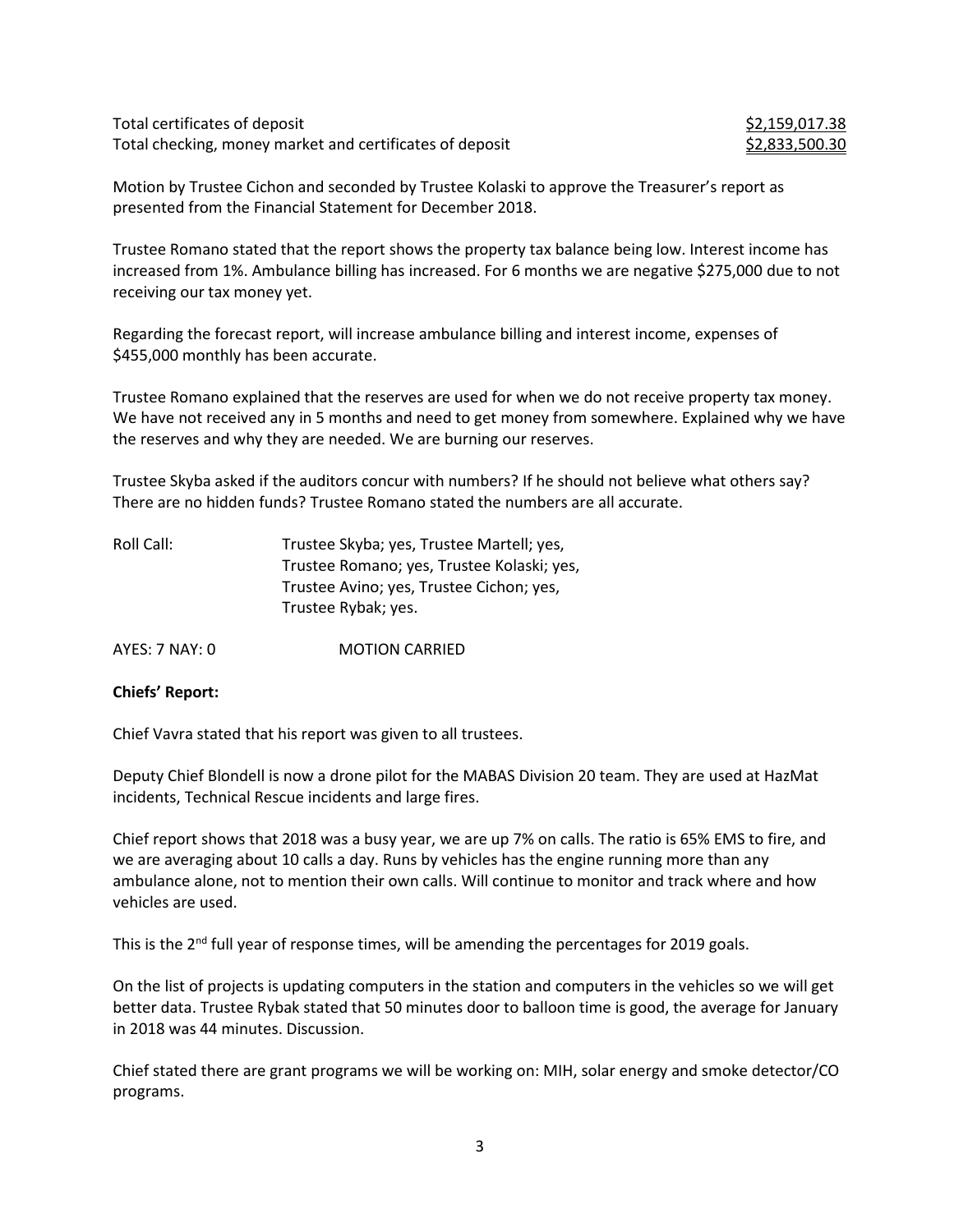| | |
|---|---|
| Total certificates of deposit | $2,159,017.38 |
| Total checking, money market and certificates of deposit | $2,833,500.30 |

Motion by Trustee Cichon and seconded by Trustee Kolaski to approve the Treasurer's report as presented from the Financial Statement for December 2018.

Trustee Romano stated that the report shows the property tax balance being low. Interest income has increased from 1%. Ambulance billing has increased. For 6 months we are negative $275,000 due to not receiving our tax money yet.

Regarding the forecast report, will increase ambulance billing and interest income, expenses of $455,000 monthly has been accurate.

Trustee Romano explained that the reserves are used for when we do not receive property tax money. We have not received any in 5 months and need to get money from somewhere. Explained why we have the reserves and why they are needed. We are burning our reserves.

Trustee Skyba asked if the auditors concur with numbers? If he should not believe what others say? There are no hidden funds? Trustee Romano stated the numbers are all accurate.

Roll Call: Trustee Skyba; yes, Trustee Martell; yes,
Trustee Romano; yes, Trustee Kolaski; yes,
Trustee Avino; yes, Trustee Cichon; yes,
Trustee Rybak; yes.

AYES: 7 NAY: 0 MOTION CARRIED

**Chiefs' Report:**

Chief Vavra stated that his report was given to all trustees.

Deputy Chief Blondell is now a drone pilot for the MABAS Division 20 team. They are used at HazMat incidents, Technical Rescue incidents and large fires.

Chief report shows that 2018 was a busy year, we are up 7% on calls. The ratio is 65% EMS to fire, and we are averaging about 10 calls a day. Runs by vehicles has the engine running more than any ambulance alone, not to mention their own calls. Will continue to monitor and track where and how vehicles are used.

This is the 2nd full year of response times, will be amending the percentages for 2019 goals.

On the list of projects is updating computers in the station and computers in the vehicles so we will get better data. Trustee Rybak stated that 50 minutes door to balloon time is good, the average for January in 2018 was 44 minutes. Discussion.

Chief stated there are grant programs we will be working on: MIH, solar energy and smoke detector/CO programs.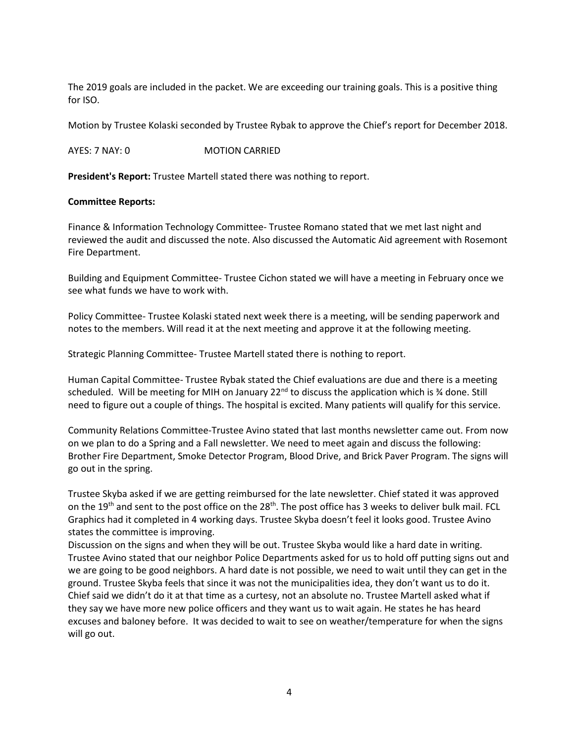The 2019 goals are included in the packet. We are exceeding our training goals. This is a positive thing for ISO.

Motion by Trustee Kolaski seconded by Trustee Rybak to approve the Chief's report for December 2018.

AYES: 7 NAY: 0 MOTION CARRIED

**President's Report:** Trustee Martell stated there was nothing to report.

**Committee Reports:**

Finance & Information Technology Committee- Trustee Romano stated that we met last night and reviewed the audit and discussed the note. Also discussed the Automatic Aid agreement with Rosemont Fire Department.

Building and Equipment Committee- Trustee Cichon stated we will have a meeting in February once we see what funds we have to work with.

Policy Committee- Trustee Kolaski stated next week there is a meeting, will be sending paperwork and notes to the members. Will read it at the next meeting and approve it at the following meeting.

Strategic Planning Committee- Trustee Martell stated there is nothing to report.

Human Capital Committee- Trustee Rybak stated the Chief evaluations are due and there is a meeting scheduled. Will be meeting for MIH on January 22nd to discuss the application which is ¾ done. Still need to figure out a couple of things. The hospital is excited. Many patients will qualify for this service.

Community Relations Committee-Trustee Avino stated that last months newsletter came out. From now on we plan to do a Spring and a Fall newsletter. We need to meet again and discuss the following: Brother Fire Department, Smoke Detector Program, Blood Drive, and Brick Paver Program. The signs will go out in the spring.

Trustee Skyba asked if we are getting reimbursed for the late newsletter. Chief stated it was approved on the 19th and sent to the post office on the 28th. The post office has 3 weeks to deliver bulk mail. FCL Graphics had it completed in 4 working days. Trustee Skyba doesn't feel it looks good. Trustee Avino states the committee is improving.
Discussion on the signs and when they will be out. Trustee Skyba would like a hard date in writing. Trustee Avino stated that our neighbor Police Departments asked for us to hold off putting signs out and we are going to be good neighbors. A hard date is not possible, we need to wait until they can get in the ground. Trustee Skyba feels that since it was not the municipalities idea, they don't want us to do it. Chief said we didn't do it at that time as a curtesy, not an absolute no. Trustee Martell asked what if they say we have more new police officers and they want us to wait again. He states he has heard excuses and baloney before. It was decided to wait to see on weather/temperature for when the signs will go out.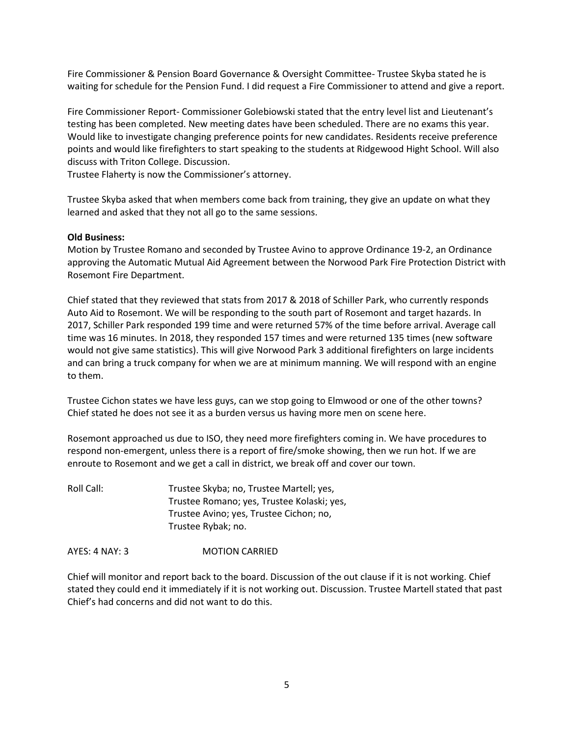Fire Commissioner & Pension Board Governance & Oversight Committee- Trustee Skyba stated he is waiting for schedule for the Pension Fund. I did request a Fire Commissioner to attend and give a report.

Fire Commissioner Report- Commissioner Golebiowski stated that the entry level list and Lieutenant's testing has been completed. New meeting dates have been scheduled. There are no exams this year. Would like to investigate changing preference points for new candidates. Residents receive preference points and would like firefighters to start speaking to the students at Ridgewood Hight School. Will also discuss with Triton College. Discussion.
Trustee Flaherty is now the Commissioner's attorney.

Trustee Skyba asked that when members come back from training, they give an update on what they learned and asked that they not all go to the same sessions.

**Old Business:**
Motion by Trustee Romano and seconded by Trustee Avino to approve Ordinance 19-2, an Ordinance approving the Automatic Mutual Aid Agreement between the Norwood Park Fire Protection District with Rosemont Fire Department.

Chief stated that they reviewed that stats from 2017 & 2018 of Schiller Park, who currently responds Auto Aid to Rosemont. We will be responding to the south part of Rosemont and target hazards. In 2017, Schiller Park responded 199 time and were returned 57% of the time before arrival. Average call time was 16 minutes. In 2018, they responded 157 times and were returned 135 times (new software would not give same statistics). This will give Norwood Park 3 additional firefighters on large incidents and can bring a truck company for when we are at minimum manning. We will respond with an engine to them.

Trustee Cichon states we have less guys, can we stop going to Elmwood or one of the other towns? Chief stated he does not see it as a burden versus us having more men on scene here.

Rosemont approached us due to ISO, they need more firefighters coming in. We have procedures to respond non-emergent, unless there is a report of fire/smoke showing, then we run hot. If we are enroute to Rosemont and we get a call in district, we break off and cover our town.

Roll Call: Trustee Skyba; no, Trustee Martell; yes,
Trustee Romano; yes, Trustee Kolaski; yes,
Trustee Avino; yes, Trustee Cichon; no,
Trustee Rybak; no.

AYES: 4 NAY: 3 MOTION CARRIED

Chief will monitor and report back to the board. Discussion of the out clause if it is not working. Chief stated they could end it immediately if it is not working out. Discussion. Trustee Martell stated that past Chief's had concerns and did not want to do this.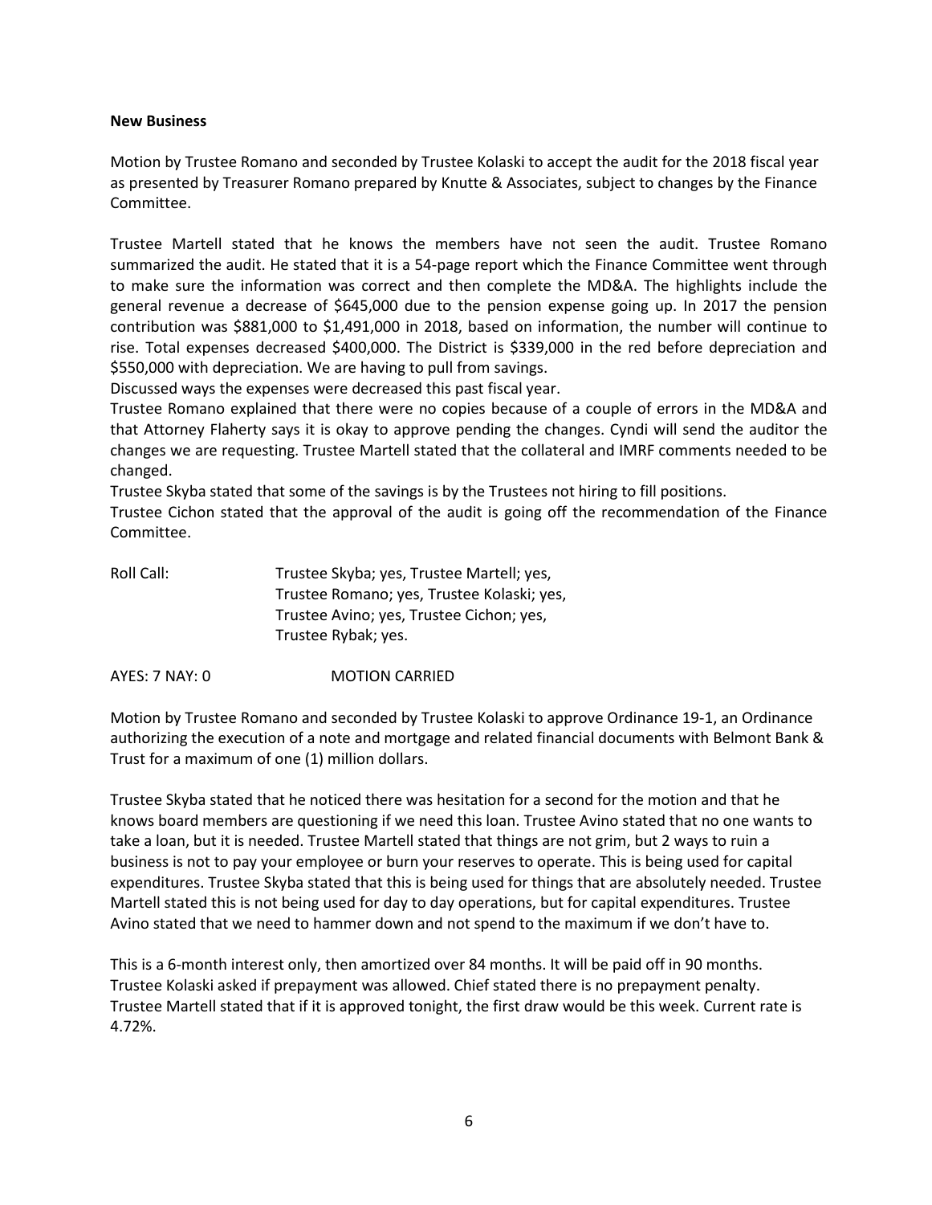**New Business**

Motion by Trustee Romano and seconded by Trustee Kolaski to accept the audit for the 2018 fiscal year as presented by Treasurer Romano prepared by Knutte & Associates, subject to changes by the Finance Committee.

Trustee Martell stated that he knows the members have not seen the audit. Trustee Romano summarized the audit. He stated that it is a 54-page report which the Finance Committee went through to make sure the information was correct and then complete the MD&A. The highlights include the general revenue a decrease of $645,000 due to the pension expense going up. In 2017 the pension contribution was $881,000 to $1,491,000 in 2018, based on information, the number will continue to rise. Total expenses decreased $400,000. The District is $339,000 in the red before depreciation and $550,000 with depreciation. We are having to pull from savings.

Discussed ways the expenses were decreased this past fiscal year.

Trustee Romano explained that there were no copies because of a couple of errors in the MD&A and that Attorney Flaherty says it is okay to approve pending the changes. Cyndi will send the auditor the changes we are requesting. Trustee Martell stated that the collateral and IMRF comments needed to be changed.

Trustee Skyba stated that some of the savings is by the Trustees not hiring to fill positions.

Trustee Cichon stated that the approval of the audit is going off the recommendation of the Finance Committee.

Roll Call: Trustee Skyba; yes, Trustee Martell; yes, Trustee Romano; yes, Trustee Kolaski; yes, Trustee Avino; yes, Trustee Cichon; yes, Trustee Rybak; yes.

AYES: 7 NAY: 0 MOTION CARRIED

Motion by Trustee Romano and seconded by Trustee Kolaski to approve Ordinance 19-1, an Ordinance authorizing the execution of a note and mortgage and related financial documents with Belmont Bank & Trust for a maximum of one (1) million dollars.

Trustee Skyba stated that he noticed there was hesitation for a second for the motion and that he knows board members are questioning if we need this loan. Trustee Avino stated that no one wants to take a loan, but it is needed. Trustee Martell stated that things are not grim, but 2 ways to ruin a business is not to pay your employee or burn your reserves to operate. This is being used for capital expenditures. Trustee Skyba stated that this is being used for things that are absolutely needed. Trustee Martell stated this is not being used for day to day operations, but for capital expenditures. Trustee Avino stated that we need to hammer down and not spend to the maximum if we don't have to.

This is a 6-month interest only, then amortized over 84 months. It will be paid off in 90 months. Trustee Kolaski asked if prepayment was allowed. Chief stated there is no prepayment penalty. Trustee Martell stated that if it is approved tonight, the first draw would be this week. Current rate is 4.72%.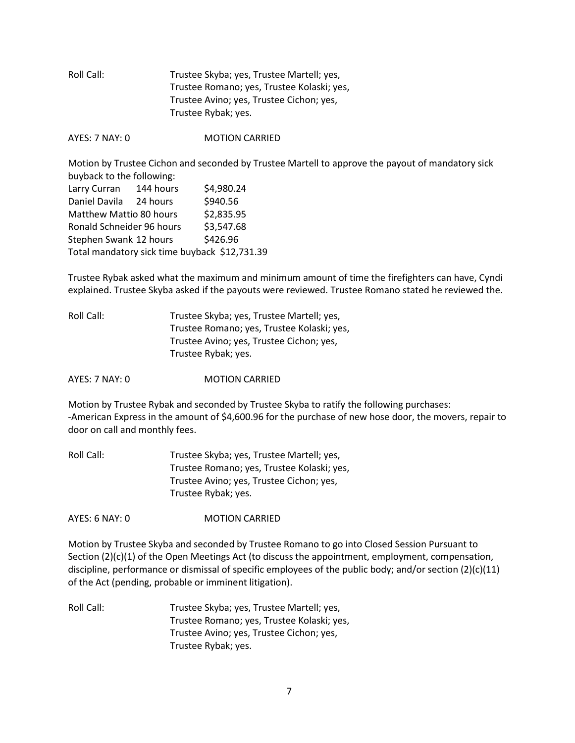Roll Call: Trustee Skyba; yes, Trustee Martell; yes, Trustee Romano; yes, Trustee Kolaski; yes, Trustee Avino; yes, Trustee Cichon; yes, Trustee Rybak; yes.

AYES: 7 NAY: 0 MOTION CARRIED

Motion by Trustee Cichon and seconded by Trustee Martell to approve the payout of mandatory sick buyback to the following:

Larry Curran 144 hours $4,980.24
Daniel Davila 24 hours $940.56
Matthew Mattio 80 hours $2,835.95
Ronald Schneider 96 hours $3,547.68
Stephen Swank 12 hours $426.96
Total mandatory sick time buyback $12,731.39

Trustee Rybak asked what the maximum and minimum amount of time the firefighters can have, Cyndi explained. Trustee Skyba asked if the payouts were reviewed. Trustee Romano stated he reviewed the.

Roll Call: Trustee Skyba; yes, Trustee Martell; yes, Trustee Romano; yes, Trustee Kolaski; yes, Trustee Avino; yes, Trustee Cichon; yes, Trustee Rybak; yes.

AYES: 7 NAY: 0 MOTION CARRIED

Motion by Trustee Rybak and seconded by Trustee Skyba to ratify the following purchases:
-American Express in the amount of $4,600.96 for the purchase of new hose door, the movers, repair to door on call and monthly fees.

Roll Call: Trustee Skyba; yes, Trustee Martell; yes, Trustee Romano; yes, Trustee Kolaski; yes, Trustee Avino; yes, Trustee Cichon; yes, Trustee Rybak; yes.

AYES: 6 NAY: 0 MOTION CARRIED

Motion by Trustee Skyba and seconded by Trustee Romano to go into Closed Session Pursuant to Section (2)(c)(1) of the Open Meetings Act (to discuss the appointment, employment, compensation, discipline, performance or dismissal of specific employees of the public body; and/or section (2)(c)(11) of the Act (pending, probable or imminent litigation).

Roll Call: Trustee Skyba; yes, Trustee Martell; yes, Trustee Romano; yes, Trustee Kolaski; yes, Trustee Avino; yes, Trustee Cichon; yes, Trustee Rybak; yes.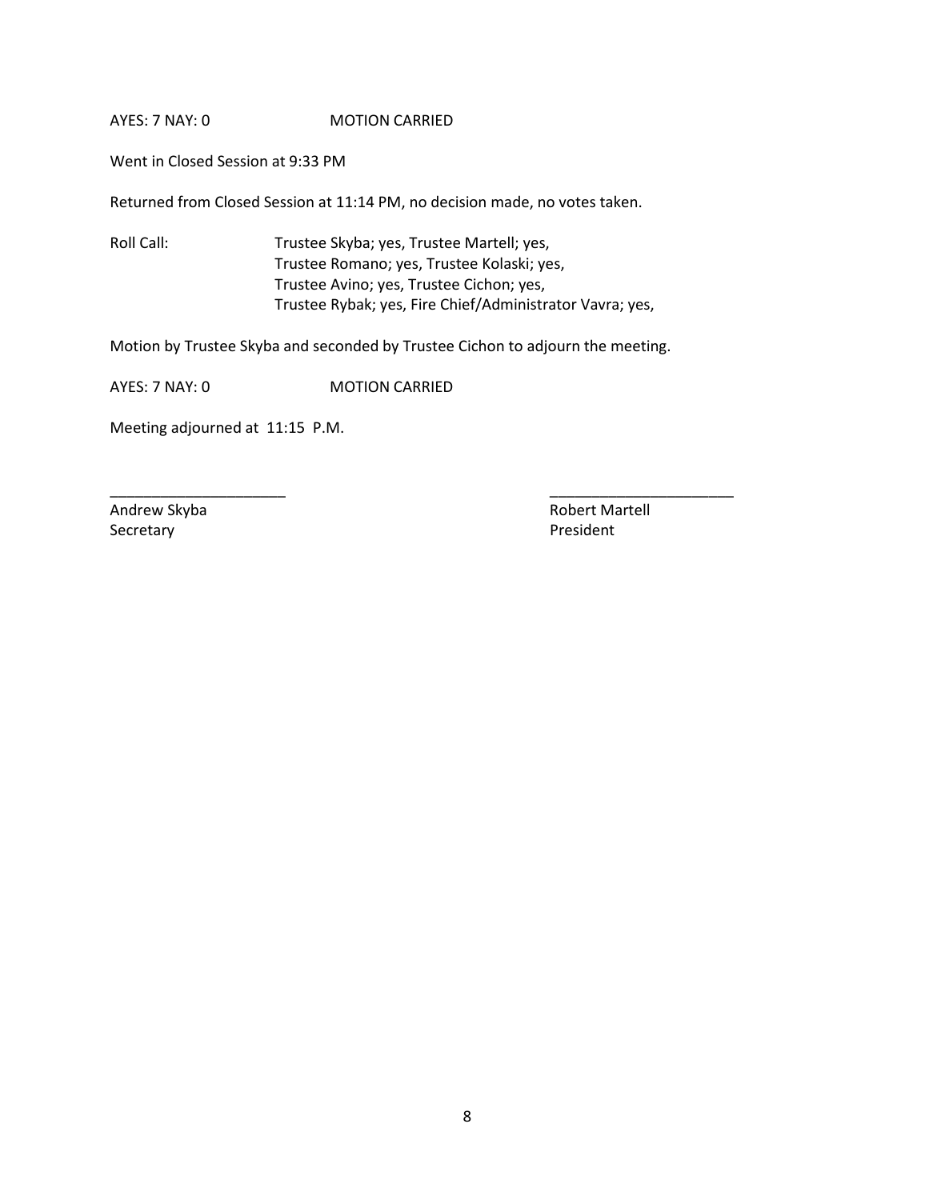AYES: 7 NAY: 0 MOTION CARRIED

Went in Closed Session at 9:33 PM

Returned from Closed Session at 11:14 PM, no decision made, no votes taken.

Roll Call: Trustee Skyba; yes, Trustee Martell; yes,
Trustee Romano; yes, Trustee Kolaski; yes,
Trustee Avino; yes, Trustee Cichon; yes,
Trustee Rybak; yes, Fire Chief/Administrator Vavra; yes,

Motion by Trustee Skyba and seconded by Trustee Cichon to adjourn the meeting.

AYES: 7 NAY: 0 MOTION CARRIED

Meeting adjourned at 11:15 P.M.

_____________________ _____________________

Andrew Skyba
Secretary

Robert Martell
President